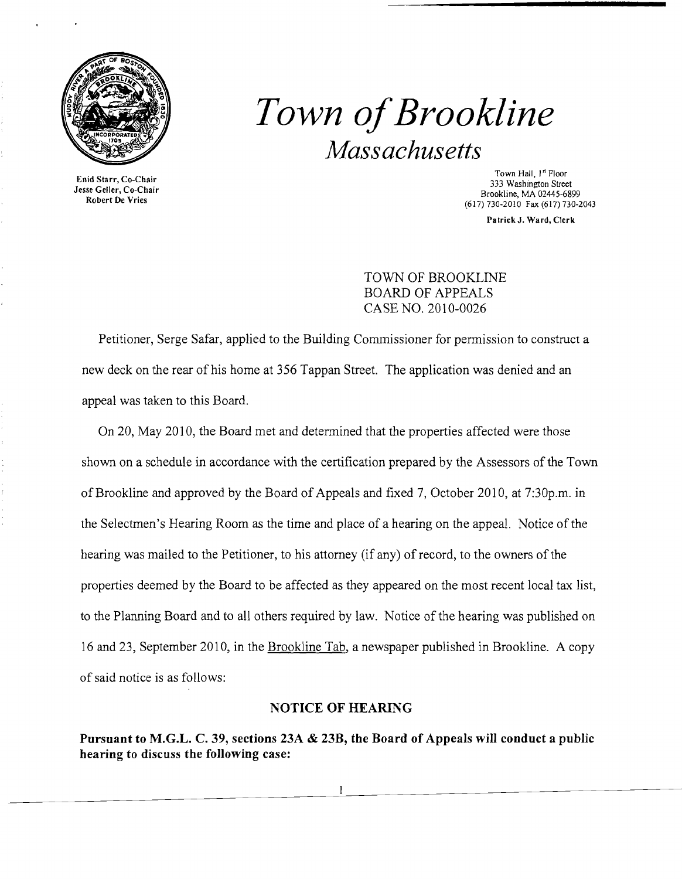# *Town of Brookline*

## *Massachusetts*

Enid Starr, Co-Chair
Jesse Geller, Co-Chair
Robert De Vries

Town Hall, 1st Floor
333 Washington Street
Brookline, MA 02445-6899
(617) 730-2010 Fax (617) 730-2043

**Patrick J. Ward, Clerk**

TOWN OF BROOKLINE
BOARD OF APPEALS
CASE NO. 2010-0026

Petitioner, Serge Safar, applied to the Building Commissioner for permission to construct a new deck on the rear of his home at 356 Tappan Street. The application was denied and an appeal was taken to this Board.

On 20, May 2010, the Board met and determined that the properties affected were those shown on a schedule in accordance with the certification prepared by the Assessors of the Town of Brookline and approved by the Board of Appeals and fixed 7, October 2010, at 7:30p.m. in the Selectmen's Hearing Room as the time and place of a hearing on the appeal. Notice of the hearing was mailed to the Petitioner, to his attorney (if any) of record, to the owners of the properties deemed by the Board to be affected as they appeared on the most recent local tax list, to the Planning Board and to all others required by law. Notice of the hearing was published on 16 and 23, September 2010, in the Brookline Tab, a newspaper published in Brookline. A copy of said notice is as follows:

**NOTICE OF HEARING**

**Pursuant to M.G.L. C. 39, sections 23A & 23B, the Board of Appeals will conduct a public hearing to discuss the following case:**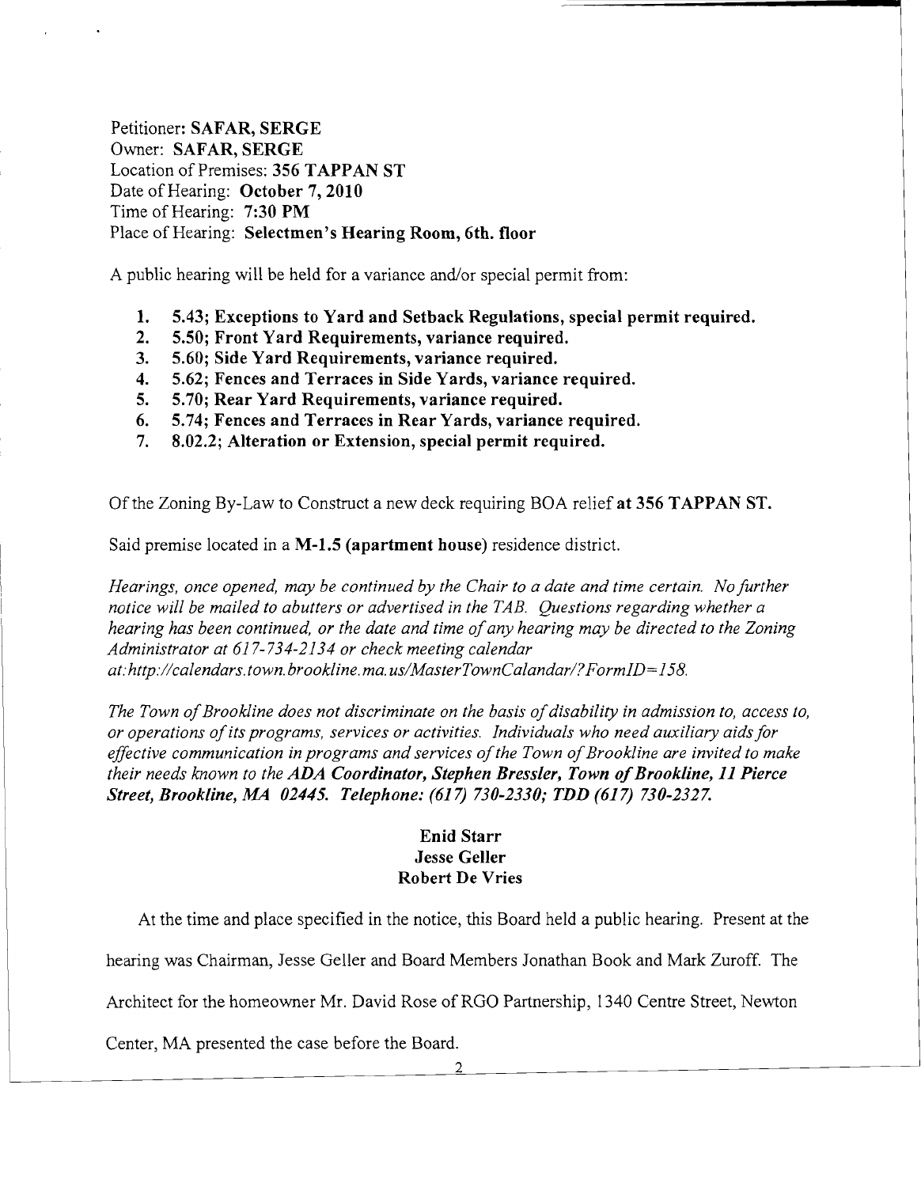Petitioner: **SAFAR, SERGE**
Owner: **SAFAR, SERGE**
Location of Premises: **356 TAPPAN ST**
Date of Hearing: **October 7, 2010**
Time of Hearing: **7:30 PM**
Place of Hearing: **Selectmen's Hearing Room, 6th. floor**

A public hearing will be held for a variance and/or special permit from:

1. **5.43; Exceptions to Yard and Setback Regulations, special permit required.**
2. **5.50; Front Yard Requirements, variance required.**
3. **5.60; Side Yard Requirements, variance required.**
4. **5.62; Fences and Terraces in Side Yards, variance required.**
5. **5.70; Rear Yard Requirements, variance required.**
6. **5.74; Fences and Terraces in Rear Yards, variance required.**
7. **8.02.2; Alteration or Extension, special permit required.**

Of the Zoning By-Law to Construct a new deck requiring BOA relief **at 356 TAPPAN ST.**

Said premise located in a **M-1.5 (apartment house)** residence district.

*Hearings, once opened, may be continued by the Chair to a date and time certain. No further notice will be mailed to abutters or advertised in the TAB. Questions regarding whether a hearing has been continued, or the date and time of any hearing may be directed to the Zoning Administrator at 617-734-2134 or check meeting calendar at:http://calendars.town.brookline.ma.us/MasterTownCalandar/?FormID=158.*

*The Town of Brookline does not discriminate on the basis of disability in admission to, access to, or operations of its programs, services or activities. Individuals who need auxiliary aids for effective communication in programs and services of the Town of Brookline are invited to make their needs known to the* ***ADA Coordinator, Stephen Bressler, Town of Brookline, 11 Pierce Street, Brookline, MA 02445. Telephone: (617) 730-2330; TDD (617) 730-2327.***

**Enid Starr**
**Jesse Geller**
**Robert De Vries**

At the time and place specified in the notice, this Board held a public hearing. Present at the hearing was Chairman, Jesse Geller and Board Members Jonathan Book and Mark Zuroff. The Architect for the homeowner Mr. David Rose of RGO Partnership, 1340 Centre Street, Newton Center, MA presented the case before the Board.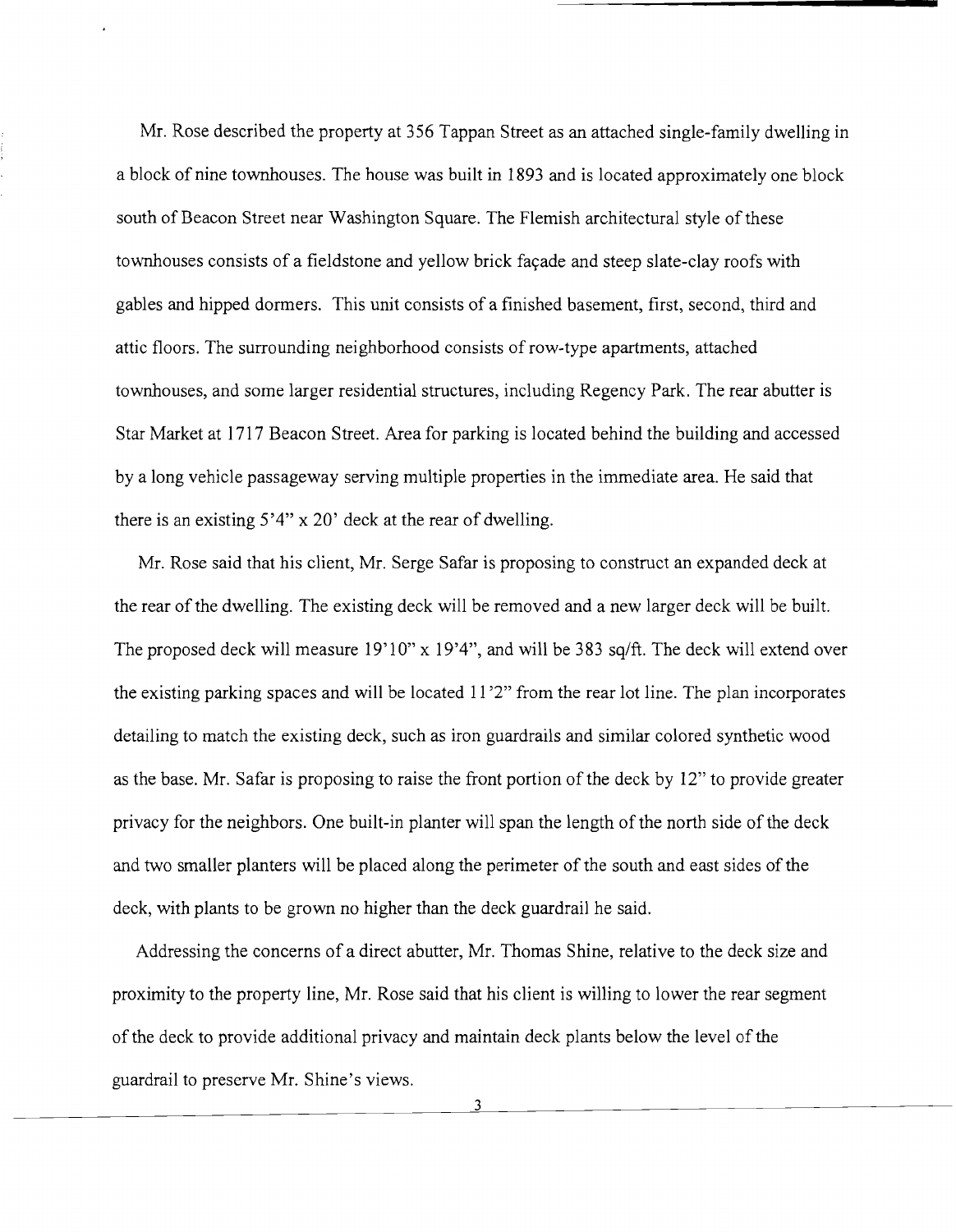Mr. Rose described the property at 356 Tappan Street as an attached single-family dwelling in a block of nine townhouses. The house was built in 1893 and is located approximately one block south of Beacon Street near Washington Square. The Flemish architectural style of these townhouses consists of a fieldstone and yellow brick façade and steep slate-clay roofs with gables and hipped dormers. This unit consists of a finished basement, first, second, third and attic floors. The surrounding neighborhood consists of row-type apartments, attached townhouses, and some larger residential structures, including Regency Park. The rear abutter is Star Market at 1717 Beacon Street. Area for parking is located behind the building and accessed by a long vehicle passageway serving multiple properties in the immediate area. He said that there is an existing 5'4" x 20' deck at the rear of dwelling.

Mr. Rose said that his client, Mr. Serge Safar is proposing to construct an expanded deck at the rear of the dwelling. The existing deck will be removed and a new larger deck will be built. The proposed deck will measure 19'10" x 19'4", and will be 383 sq/ft. The deck will extend over the existing parking spaces and will be located 11'2" from the rear lot line. The plan incorporates detailing to match the existing deck, such as iron guardrails and similar colored synthetic wood as the base. Mr. Safar is proposing to raise the front portion of the deck by 12" to provide greater privacy for the neighbors. One built-in planter will span the length of the north side of the deck and two smaller planters will be placed along the perimeter of the south and east sides of the deck, with plants to be grown no higher than the deck guardrail he said.

Addressing the concerns of a direct abutter, Mr. Thomas Shine, relative to the deck size and proximity to the property line, Mr. Rose said that his client is willing to lower the rear segment of the deck to provide additional privacy and maintain deck plants below the level of the guardrail to preserve Mr. Shine's views.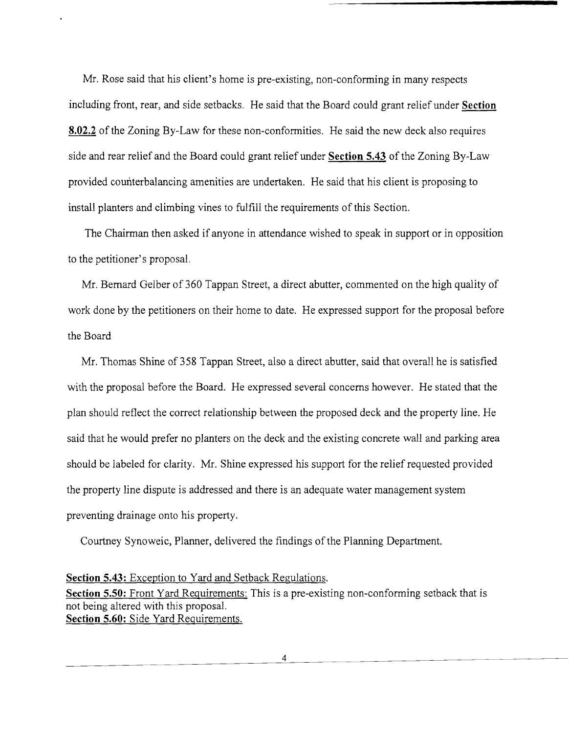Mr. Rose said that his client's home is pre-existing, non-conforming in many respects including front, rear, and side setbacks. He said that the Board could grant relief under **Section 8.02.2** of the Zoning By-Law for these non-conformities. He said the new deck also requires side and rear relief and the Board could grant relief under **Section 5.43** of the Zoning By-Law provided counterbalancing amenities are undertaken. He said that his client is proposing to install planters and climbing vines to fulfill the requirements of this Section.

The Chairman then asked if anyone in attendance wished to speak in support or in opposition to the petitioner's proposal.

Mr. Bernard Gelber of 360 Tappan Street, a direct abutter, commented on the high quality of work done by the petitioners on their home to date. He expressed support for the proposal before the Board

Mr. Thomas Shine of 358 Tappan Street, also a direct abutter, said that overall he is satisfied with the proposal before the Board. He expressed several concerns however. He stated that the plan should reflect the correct relationship between the proposed deck and the property line. He said that he would prefer no planters on the deck and the existing concrete wall and parking area should be labeled for clarity. Mr. Shine expressed his support for the relief requested provided the property line dispute is addressed and there is an adequate water management system preventing drainage onto his property.

Courtney Synoweic, Planner, delivered the findings of the Planning Department.

**Section 5.43:** Exception to Yard and Setback Regulations.
**Section 5.50:** Front Yard Requirements: This is a pre-existing non-conforming setback that is not being altered with this proposal.
**Section 5.60:** Side Yard Requirements.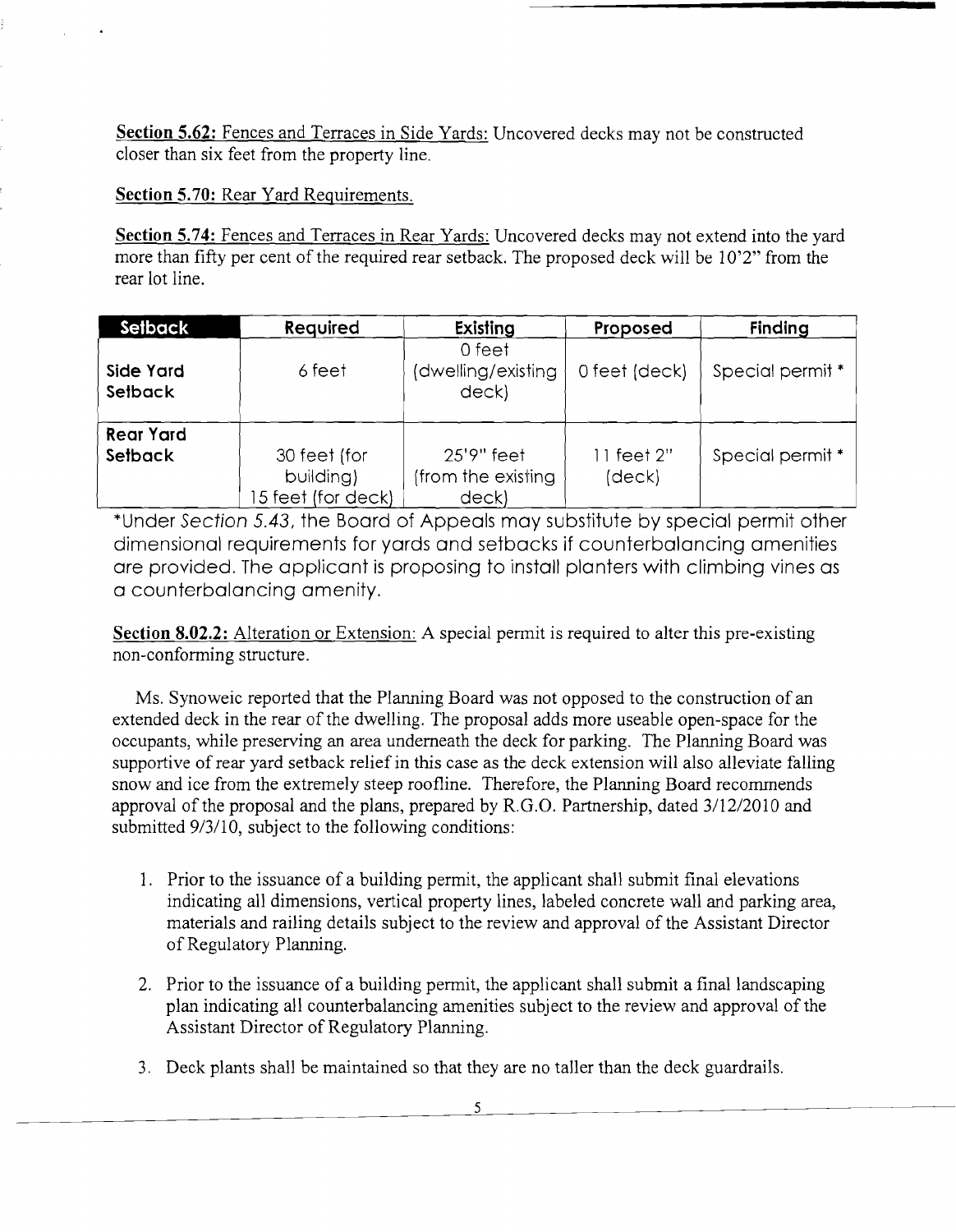**Section 5.62:** Fences and Terraces in Side Yards: Uncovered decks may not be constructed closer than six feet from the property line.

**Section 5.70:** Rear Yard Requirements.

**Section 5.74:** Fences and Terraces in Rear Yards: Uncovered decks may not extend into the yard more than fifty per cent of the required rear setback. The proposed deck will be 10'2" from the rear lot line.

| Setback | Required | Existing | Proposed | Finding |
|---|---|---|---|---|
| Side Yard Setback | 6 feet | 0 feet (dwelling/existing deck) | 0 feet (deck) | Special permit * |
| Rear Yard Setback | 30 feet (for building) 15 feet (for deck) | 25'9" feet (from the existing deck) | 11 feet 2" (deck) | Special permit * |

*Under *Section 5.43*, the Board of Appeals may substitute by special permit other dimensional requirements for yards and setbacks if counterbalancing amenities are provided. The applicant is proposing to install planters with climbing vines as a counterbalancing amenity.

**Section 8.02.2:** Alteration or Extension: A special permit is required to alter this pre-existing non-conforming structure.

Ms. Synoweic reported that the Planning Board was not opposed to the construction of an extended deck in the rear of the dwelling. The proposal adds more useable open-space for the occupants, while preserving an area underneath the deck for parking. The Planning Board was supportive of rear yard setback relief in this case as the deck extension will also alleviate falling snow and ice from the extremely steep roofline. Therefore, the Planning Board recommends approval of the proposal and the plans, prepared by R.G.O. Partnership, dated 3/12/2010 and submitted 9/3/10, subject to the following conditions:

1. Prior to the issuance of a building permit, the applicant shall submit final elevations indicating all dimensions, vertical property lines, labeled concrete wall and parking area, materials and railing details subject to the review and approval of the Assistant Director of Regulatory Planning.

2. Prior to the issuance of a building permit, the applicant shall submit a final landscaping plan indicating all counterbalancing amenities subject to the review and approval of the Assistant Director of Regulatory Planning.

3. Deck plants shall be maintained so that they are no taller than the deck guardrails.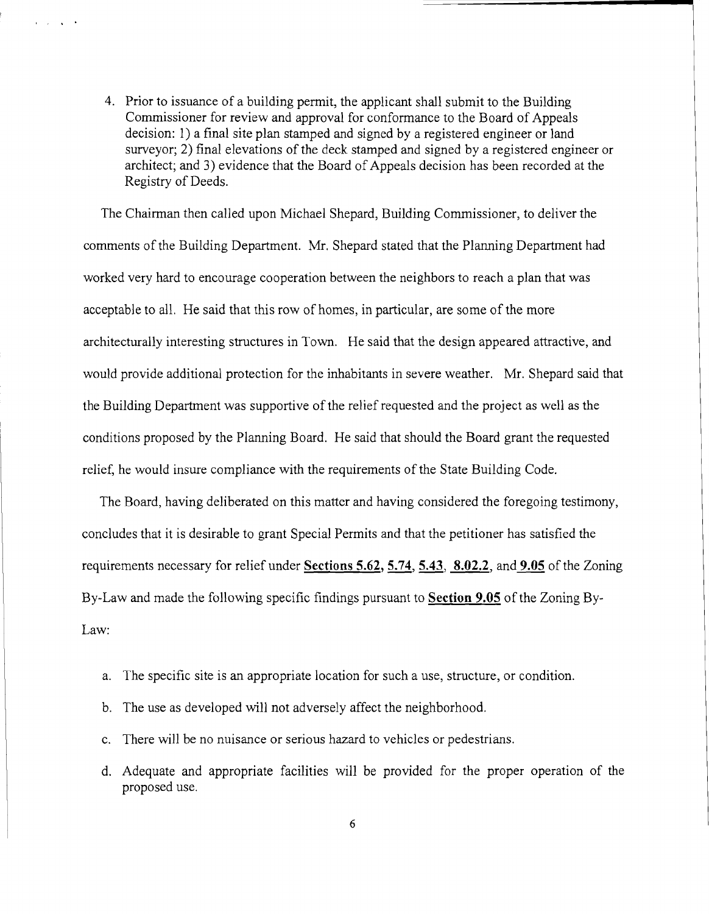4. Prior to issuance of a building permit, the applicant shall submit to the Building Commissioner for review and approval for conformance to the Board of Appeals decision: 1) a final site plan stamped and signed by a registered engineer or land surveyor; 2) final elevations of the deck stamped and signed by a registered engineer or architect; and 3) evidence that the Board of Appeals decision has been recorded at the Registry of Deeds.

The Chairman then called upon Michael Shepard, Building Commissioner, to deliver the comments of the Building Department. Mr. Shepard stated that the Planning Department had worked very hard to encourage cooperation between the neighbors to reach a plan that was acceptable to all. He said that this row of homes, in particular, are some of the more architecturally interesting structures in Town. He said that the design appeared attractive, and would provide additional protection for the inhabitants in severe weather. Mr. Shepard said that the Building Department was supportive of the relief requested and the project as well as the conditions proposed by the Planning Board. He said that should the Board grant the requested relief, he would insure compliance with the requirements of the State Building Code.

The Board, having deliberated on this matter and having considered the foregoing testimony, concludes that it is desirable to grant Special Permits and that the petitioner has satisfied the requirements necessary for relief under **Sections 5.62, 5.74, 5.43, 8.02.2**, and **9.05** of the Zoning By-Law and made the following specific findings pursuant to **Section 9.05** of the Zoning By-Law:

a. The specific site is an appropriate location for such a use, structure, or condition.

b. The use as developed will not adversely affect the neighborhood.

c. There will be no nuisance or serious hazard to vehicles or pedestrians.

d. Adequate and appropriate facilities will be provided for the proper operation of the proposed use.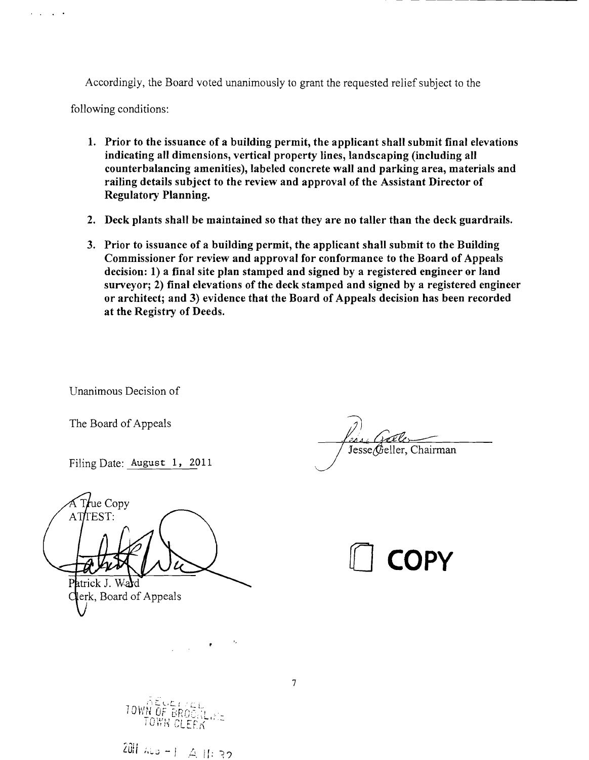Accordingly, the Board voted unanimously to grant the requested relief subject to the following conditions:

1. **Prior to the issuance of a building permit, the applicant shall submit final elevations indicating all dimensions, vertical property lines, landscaping (including all counterbalancing amenities), labeled concrete wall and parking area, materials and railing details subject to the review and approval of the Assistant Director of Regulatory Planning.**

2. **Deck plants shall be maintained so that they are no taller than the deck guardrails.**

3. **Prior to issuance of a building permit, the applicant shall submit to the Building Commissioner for review and approval for conformance to the Board of Appeals decision: 1) a final site plan stamped and signed by a registered engineer or land surveyor; 2) final elevations of the deck stamped and signed by a registered engineer or architect; and 3) evidence that the Board of Appeals decision has been recorded at the Registry of Deeds.**

Unanimous Decision of

The Board of Appeals

Filing Date: August 1, 2011

Jesse Geller, Chairman

A True Copy
ATTEST:

Patrick J. Ward
Clerk, Board of Appeals

COPY

RECEIVED
TOWN OF BROOKLINE
TOWN CLERK

2011 AUG -1 A 11: 32